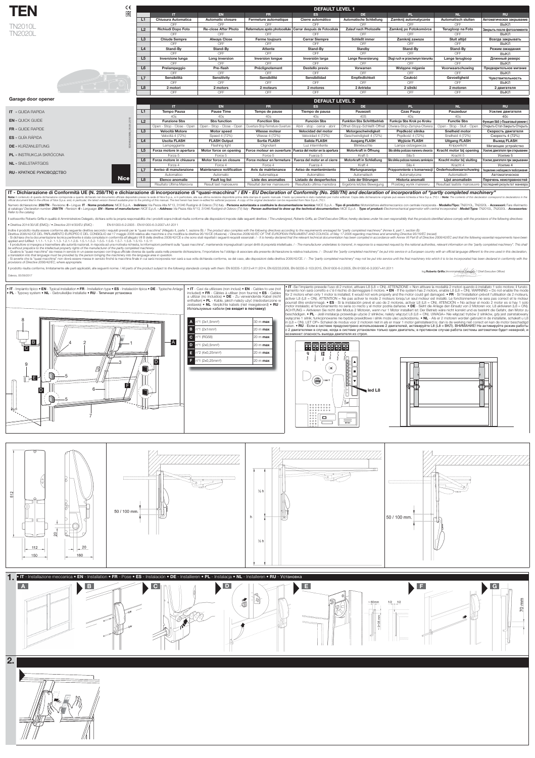# TEN

TN2010L
TN2020L

Garage door opener

**IT** - GUIDA RAPIDA
**EN** - QUICK GUIDE
**FR** - GUIDE RAPIDE
**ES** - GUÍA RÁPIDA
**DE** - KURZANLEITUNG
**PL** - INSTRUKCJA SKRÓCONA
**NL** - SNELSTARTGIDS
**RU** - КРАТКОЕ РУКОВОДСТВО

## DEFAULT LEVEL 1

| | IT | EN | FR | ES | DE | PL | NL | RU |
|---|---|---|---|---|---|---|---|---|
| L1 | **Chiusura Automatica** | **Automatic closure** | **Fermeture automatique** | **Cierre automático** | **Automatische Schließung** | **Zamknij automatycznie** | **Automatisch sluiten** | **Автоматическое закрывание** |
| | OFF | OFF | OFF | OFF | OFF | OFF | OFF | ВЫКЛ |
| L2 | **Richiudi Dopo Foto** | **Re-close After Photo** | **Refermeture après photocellule** | **Cerrar después de Fotocélula** | **Zulauf nach Photozelle** | **Zamknij po Fotokomórce** | **Terugloop na Foto** | **Закрыть после фотоэлемента** |
| | OFF | OFF | OFF | OFF | OFF | OFF | OFF | ВЫКЛ |
| L3 | **Chiude Sempre** | **Always Close** | **Ferme toujours** | **Cerrar Siempre** | **Schließt immer** | **Zamknij zawsze** | **Sluit altijd** | **Всегда закрывать** |
| | OFF | OFF | OFF | OFF | OFF | OFF | OFF | ВЫКЛ |
| L4 | **Stand-By** | **Stand-By** | **Attente** | **Stand-By** | **Standby** | **Stand-By** | **Stand-By** | **Режим ожидания** |
| | OFF | OFF | OFF | OFF | OFF | OFF | OFF | ВЫКЛ |
| L5 | **Inversione lunga** | **Long inversion** | **Inversion longue** | **Inversión larga** | **Lange Reversierung** | **Długi ruch w przeciwnym kierunku** | **Lange terugloop** | **Длинный реверс** |
| | OFF | OFF | OFF | OFF | OFF | OFF | OFF | ВЫКЛ |
| L6 | **Prelampeggio** | **Pre-flash** | **Préclignotement** | **Destello previo** | **Vorwarnen** | **Wstępne miganie** | **Voorwaarschuwing** | **Предварительное мигание** |
| | OFF | OFF | OFF | OFF | OFF | OFF | OFF | ВЫКЛ |
| L7 | **Sensibilità** | **Sensitivity** | **Sensibilité** | **Sensibilidad** | **Empfindlichkeit** | **Czułość** | **Gevoeligheid** | **Чувствительность** |
| | OFF | OFF | OFF | OFF | OFF | OFF | OFF | ВЫКЛ |
| L8 | **2 motori** | **2 motors** | **2 moteurs** | **2 motores** | **2 Antriebe** | **2 silniki** | **2 motoren** | **2 двигателя** |
| | OFF | OFF | OFF | OFF | OFF | OFF | OFF | ВЫКЛ |

## DEFAULT LEVEL 2

| | IT | EN | FR | ES | DE | PL | NL | RU |
|---|---|---|---|---|---|---|---|---|
| L1 | **Tempo Pausa** | **Pause Time** | **Temps de pause** | **Tiempo de pausa** | **Pausezeit** | **Czas Pauzy** | **Pauzeduur** | **Усилие двигателя** |
| | 40s | 40s | 40s | 40s | 40S | 40s | 40s | 40c |
| L2 | **Funzione Sbs** | **Sbs function** | **Fonction Sbs** | **Función Sbs** | **Funktion Sbs Schrittbetrieb** | **Funkcja Sbs Krok po Kroku** | **Functie Sbs** | **Функция SbS (=Пошаговый режим=)** |
| | Open - Stop - Close - Open | Open - Stop - Close - Open | Ouverture-Stop-Fermeture-Ouverture | Abrir - stop - cerrar - abrir | Öffnet-Stopp-Schließt-Öffnet | Otwiera-Stop-Zamyka-Otwiera | Open - Stop - Sluit - Open | Открыть-Стоп-Закрыть-Открыть |
| L3 | **Velocità Motore** | **Motor speed** | **Vitesse moteur** | **Velocidad del motor** | **Motorgeschwindigkeit** | **Prędkość silnika** | **Snelheid motor** | **Скорость двигателя** |
| | Velocità 4 (72%) | Speed 4 (72%) | Vitesse 4 (72%) | Velocidad 4 (72%) | Geschwindigkeit 4 (72%) | Prędkość 4 (72%) | Snelheid 4 (72%) | Скорость 4 (72%) |
| L4 | **Uscita FLASH** | **FLASH Output** | **Sortie FLASH** | **Salida FLASH** | **Ausgang FLASH** | **Wyjście FLASH** | **Uitgang FLASH** | **Выход FLASH** |
| | Lampeggiante | Flashing light | Clignotant | Luz intermitente | Blinkleuchte | Lampa ostrzegawcza | Knipperlicht | Мигающее устройство |
| L5 | **Forza motore in apertura** | **Motor force on opening** | **Force moteur en ouverture** | **Fuerza del motor en la apertura** | **Motorkraft in Öffnung** | **Siła silnika podczas manewru otwarcia** | **Kracht motor bij opening** | **Усилие двигателя при открывании** |
| | Forza 5 | Force 5 | Force 5 | Fuerza 5 | Kraft 5 | Siła 5 | Kracht 5 | Усилие 5 |
| L6 | **Forza motore in chiusura** | **Motor force on closure** | **Force moteur en fermeture** | **Fuerza del motor en el cierre** | **Motorkraft in Schließung** | **Siła silnika podczas manewru zamknięcia** | **Kracht motor bij sluiting** | **Усилие двигателя при закрывании** |
| | Forza 4 | Force 4 | Force 4 | Fuerza 4 | Kraft 4 | Siła 4 | Kracht 4 | Усилие 4 |
| L7 | **Avviso di manutenzione** | **Maintenance notification** | **Avis de maintenance** | **Aviso de mantenimiento** | **Wartungsanzeige** | **Przypomnienie o konserwacji** | **Onderhoudswaarschuwing** | **Уведомление о необходимости техобслуживания** |
| | Automatico | Automatic | Automatique | Automático | Automatisch | Automatyczne | Automatisch | Автоматическое |
| L8 | **Elenco anomalie** | **Fault log list** | **Liste des anomalies** | **Listado de desperfectos** | **Liste der Störungen** | **Historia anomalii** | **Lijst anomalieën** | **Перечень неисправностей** |
| | Risultato Ultima Manovra | Result last manoeuvre | Résultat dernier manoeuvre | Resultado última maniobra | Ergebnis letzte Bewegung | Przebieg wynik manewru | Resultaat laatste manoeuvre | последний результат маневра |

## IT - Dichiarazione di Conformità UE (N. 258/TN) e dichiarazione di incorporazione di "quasi-macchina" / *EN - EU Declaration of Conformity (No. 258/TN) and declaration of incorporation of "partly completed machinery"*

**Nota:** il contenuto di questa dichiarazione corrisponde a quanto dichiarato nel documento ufficiale depositato presso la sede di Nice S.p.a., e in particolare, alla sua ultima revisione disponibile prima della stampa di questo manuale. Il testo qui presente è stato riadattato per motivi editoriali. Copia della dichiarazione originale può essere richiesta a Nice S.p.a. (TV) I. / ***Note:*** *The contents of this declaration correspond to declarations in the official document filed in the offices of Nice S.p.a. and, in particular, the latest version thereof available prior to the printing of this manual. The text herein has been re-edited for editorial purposes. A copy of the original declaration can be requested from Nice S.p.A. (TV) I.*

Numero dichiarazione: **258/TN** - Revisione: **6** - Lingua: **IT** - **Nome produttore:** NICE S.p.A. - **Indirizzo:** Via Pezza Alta N°13, 31046 Rustignè di Oderzo (TV) Italy - **Persona autorizzata a costituire la documentazione tecnica:** NICE S.p.A. - **Tipo di prodotto:** Motoriduttore elettromeccanico con centrale incorporata - **Modello/Tipo:** TN2010L, TN2020L - **Accessori:** Fare riferimento al catalogo/ *Declaration number:* ***258/TN*** *- Revision:* ***6*** *- Language:* ***EN*** *-* ***Name of manufacturer:*** *NICE S.p.A. -* ***Address:*** *Via Pezza Alta N°13, 31046 Rustignè di Oderzo (TV) Italy -* ***Person authorised to draw up the technical documentation:*** *NICE S.p.A. -* ***Type of product:*** *Electromechanical gearmotor with central incorporated -* ***Model/Type:*** *TN2010L, TN2020L -* ***Accessories:*** *Refer to the catalogue*

Il sottoscritto Roberto Griffa in qualità di Amministratore Delegato, dichiara sotto la propria responsabilità che i prodotti sopra indicati risulta conforme alle disposizioni imposte dalle seguenti direttive: / *The undersigned, Roberto Griffa, as Chief Executive Officer, hereby declares under his own responsibility that the products identified above comply with the provisions of the following directives:*

• Direttiva 2014/30/UE (EMC) / • *Directive 2014/30/EU (EMC)* : EN 61000-6-2:2005 - EN 61000-6-3:2007+A1:2011

Inoltre il prodotto risulta essere conforme alla seguente direttiva secondo i requisiti previsti per le "quasi macchine" (Allegato II, parte 1, sezione B): / *The product also complies with the following directives according to the requirements envisaged for "partly completed machinery" (Annex II, part 1, section B):*
Direttiva 2006/42/CE DEL PARLAMENTO EUROPEO E DEL CONSIGLIO del 17 maggio 2006 relativa alle macchine e che modifica la direttiva 95/16/CE (rifusione). / *Directive 2006/42/EC OF THE EUROPEAN PARLIAMENT AND COUNCIL of May 17 2006 regarding machines and amending Directive 95/16/EC (recast)*
- Si dichiara che la documentazione tecnica pertinente è stata compilata in conformità all'allegato VII B della direttiva 2006/42/CE e che sono stati rispettati i seguenti requisiti essenziali: / - *It is hereby declared that the relevant technical documentation has been compiled in accordance with Annex VII Part B of Directive 2006/42/EC and that the following essential requirements have been applied and fulfilled:* 1.1.1- 1.1.2- 1.1.3- 1.2.1-1.2.6- 1.5.1-1.5.2- 1.5.5- 1.5.6- 1.5.7- 1.5.8- 1.5.10- 1.5.11
- Il produttore si impegna a trasmettere alle autorità nazionali, in risposta ad una motivata richiesta, le informazioni pertinenti sulla "quasi macchina", mantenendo impregiudicati i propri diritti di proprietà intellettuale. / - *The manufacturer undertakes to transmit, in response to a reasoned request by the national authorities, relevant information on the "partly completed machinery". This shall be without prejudice to the intellectual property rights of the manufacturer of the partly completed machinery.*
- Qualora la "quasi macchina" sia messa in servizio in un paese europeo con lingua ufficiale diversa da quella usata nella presente dichiarazione, l'importatore ha l'obbligo di associare alla presente dichiarazione la relativa traduzione. / - *Should the "partly completed machinery" be put into service in a European country with an official language different to the one used in this declaration, a translation into that language must be provided by the person bringing the machinery into the language area in question.*
- Si avverte che la "quasi macchina" non dovrà essere messa in servizio finché la macchina finale in cui sarà incorporata non sarà a sua volta dichiarata conforme, se del caso, alle disposizioni della direttiva 2006/42/CE. / - *The "partly completed machinery" may not be put into service until the final machinery into which it is to be incorporated has been declared in conformity with the provisions of Directive 2006/42/EC, where appropriate.*

Il prodotto risulta conforme, limitatamente alle parti applicabili, alle seguenti norme: / *All parts of the product subject to the following standards comply with them:* EN 60335-1:2012+A11:2014, EN 62233:2008, EN 60335-2-103:2015, EN 61000-6-2:2005, EN 61000-6-3:2007+A1:2011

Oderzo, 05/09/2017

Ing. **Roberto Griffa** (Amministratore Delegato / *Chief Executive Officer*)

• **IT** - Impianto tipico • **EN** - Typical installation • **FR** - Installation type • **ES** - Instalación típica • **DE** - Typische Anlage • **PL** - Typowy system • **NL** - Gebruikelijke installatie • **RU** - Типичная установка

• **IT** - Cavi da utilizzare (non inclusi) • **EN** - Cables to use (not included) • **FR** - Câbles à utiliser (non fournis) • **ES** - Cables a utilizar (no incluidos) • **DE** - Zu verwendende Kabel (nicht enthalten) • **PL** - Kable, jakich należy użyć (niedostarczone w zestawie) • **NL** -Verplichte kabels (niet meegeleverd) • **RU** - Используемые кабели **(не входят в поставку)**

| | | |
|---|---|---|
| A | n°1 (3x1,5mm²) | 30 m **max** |
| B | n°1 (2x1mm²) | 20 m **max** |
| C | n°1 (RG58) | 20 m **max** |
| D | n°1 (2x0,5mm²) | 20 m **max** |
| E | n°2 (4x0,25mm²) | 20 m **max** |
| F | n°1 (2x0,25mm²) | 20 m **max** |

• **IT** -Se l'impianto prevede l'uso di 2 motori, attivare L8 (L8 = ON). ATTENZIONE = Non attivare la modalità 2 motori quando è installato 1 solo motore; il funzionamento non sarà corretto e c'è il rischio di danneggiare il motore. • **EN** - If the system has 2 motors, enable L8 (L8 = ON). WARNING = Do not enable the mode for 2 motors when only 1 motor is installed; it would not work properly and the motor could get damaged. • **FR** - Si l'installation prévoit l'utilisation de 2 moteurs, activer L8 (L8 = ON). ATTENTION = Ne pas activer le mode 2 moteurs lorsqu'un seul moteur est installé. Le fonctionnement ne sera pas correct et le moteur pourrait être endommagé. • **ES** - Si la instalación prevé el uso de 2 motores, activar L8 (L8 = ON). ATENCIÓN = No activar el modo 2 motor es si hay 1 solo motor instalado; el funcionamiento no sería correcto y el motor podría dañarse. • **DE** - Sieht die Anlage den Einsatz von 2 Motoren vor, L8 aktivieren (L8 = ON). ACHTUNG = Aktivieren Sie nicht den Modus 2 Motoren, wenn nur 1 Motor installiert ist: Der Betrieb wäre nicht korrekt und es besteht die Gefahr, den Motor zu beschädigen. • **PL** - Jeśli instalacja przewiduje użycie 2 silników, należy włączyć L8 (L8 = ON). UWAGA= Nie włączać trybów 2 silników, gdy jest zainstalowany wyłącznie 1 silnik; funkcjonowanie nie będzie prawidłowe i silnik może ulec uszkodzeniu. • **NL** - Als er 2 motoren worden gebruikt in de installatie, schakelt u L8 in (L8 = ON). LET OP= Schakel de modus voor 2 motoren niet in als er maar 1 motor geïnstalleerd is; dan is de werking niet correct en kan de motor beschadigd raken. • **RU** - Если в системе предусмотрено использование 2 двигателей, активируйте L8 (L8 = ВКЛ). ВНИМАНИЕ! Не активируйте режим работы с 2 двигателями в случае, когда в системе установлен только один двигатель; в противном случае работа системы автоматики будет неверной, и возникнет опасность выхода двигателя из строя.

led L8

**1.** • **IT** - Installazione meccanica • **EN** - Installation • **FR** - Pose • **ES** - Instalación • **DE** - Installeren • **PL** - Instalacja • **NL** - Installeren • **RU** - Установка

**2.**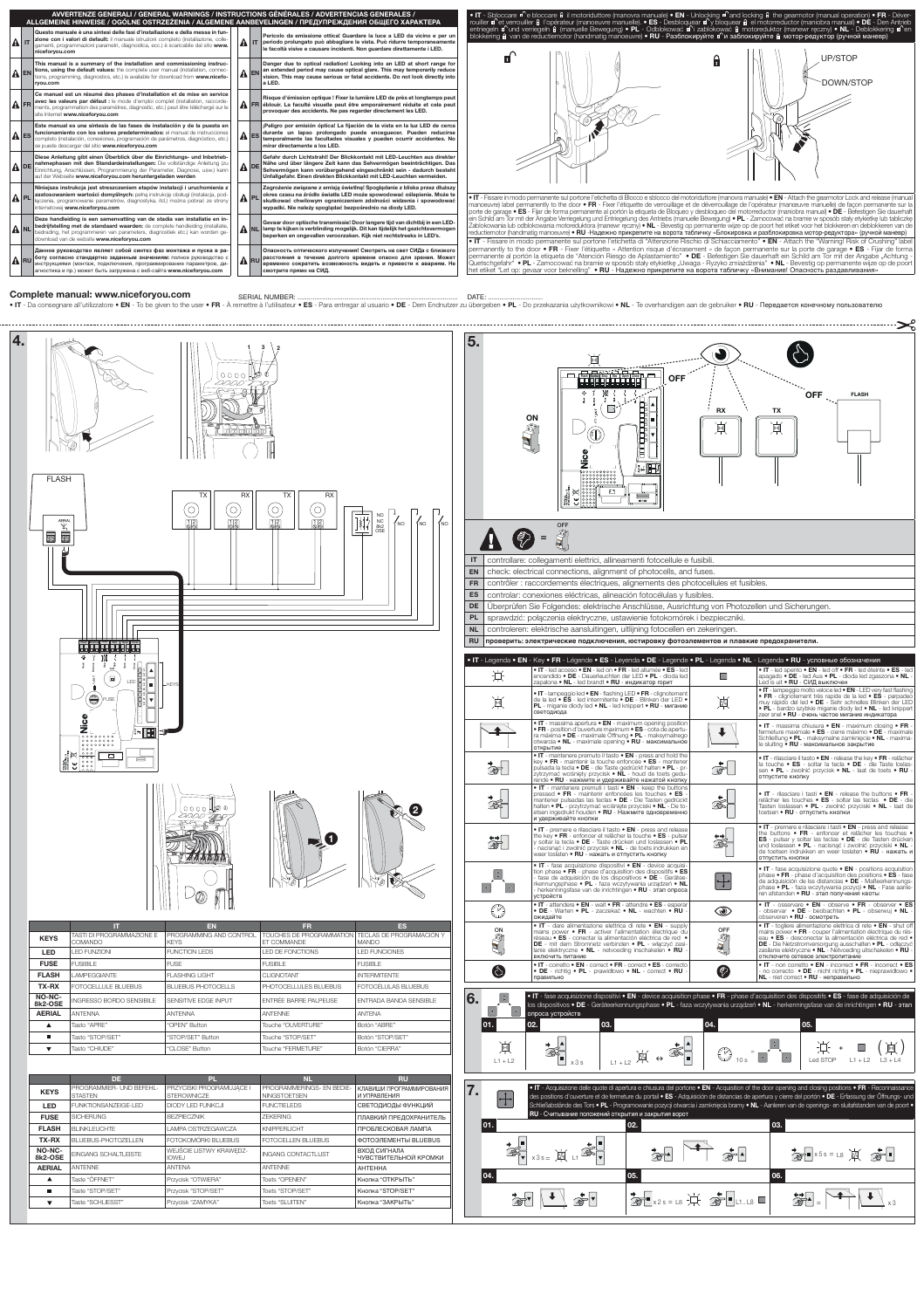# AVVERTENZE GENERALI / GENERAL WARNINGS / INSTRUCTIONS GÉNÉRALES / ADVERTENCIAS GENERALES / ALLGEMEINE HINWEISE / OGÓLNE OSTRZEŻENIA / ALGEMENE AANBEVELINGEN / ПРЕДУПРЕЖДЕНИЯ ОБЩЕГО ХАРАКТЕРА

| | | | | |
|---|---|---|---|---|
| IT | **Questo manuale è una sintesi delle fasi d'installazione e della messa in funzione con i valori di default:** il manuale istruzioni completo (installazione, collegamenti, programmazioni, diagnostica, ecc.) è scaricabile dal sito **www.niceforyou.com** | | IT | **Pericolo da emissione ottica! Guardare la luce a LED da vicino e per un periodo prolungato può abbagliare la vista. Può ridurre temporaneamente le facoltà visive e causare incidenti. Non guardare direttamente i LED.** |
| EN | **This manual is a summary of the installation and commissioning instructions, using the default values:** the complete user manual (installation, connections, programming, diagnostics, etc.) is available for download from **www.niceforyou.com** | | EN | **Danger due to optical radiation! Looking into an LED at short range for an extended period may cause optical glare. This may temporarily reduce vision. This may cause serious or fatal accidents. Do not look directly into a LED.** |
| FR | **Ce manuel est un résumé des phases d'installation et de mise en service avec les valeurs par défaut :** le mode d'emploi complet (installation, raccordements, programmation des paramètres, diagnostic, etc.) peut être téléchargé sur le site Internet **www.niceforyou.com** | | FR | **Risque d'émission optique ! Fixer la lumière LED de près et longtemps peut éblouir. La faculté visuelle peut être momentanément réduite et cela peut provoquer des accidents. Ne pas regarder directement les LED.** |
| ES | **Este manual es una síntesis de las fases de instalación y de la puesta en funcionamiento con los valores predeterminados:** el manual de instrucciones completo (instalación, conexiones, programación de parámetros, diagnóstico, etc.) se puede descargar del sitio **www.niceforyou.com** | | ES | **¡Peligro por emisión óptica! La fijación de la vista en la luz LED de cerca durante un lapso prolongado puede encegecer. Pueden reducirse temporalmente las facultades visuales y pueden ocurrir accidentes. No mirar directamente a los LED.** |
| DE | **Diese Anleitung gibt einen Überblick über die Einrichtungs- und Inbetriebnahmephasen mit den Standardeinstellungen:** Die vollständige Anleitung (zu Einrichtung, Anschlüssen, Programmierung der Parameter, Diagnose, usw.) kann auf der Webseite **www.niceforyou.com heruntergeladen werden** | | DE | **Gefahr durch Lichtstrahl! Der Blickkontakt mit LED-Leuchten aus direkter Nähe und über längere Zeit kann das Sehvermögen beeinträchtigen. Das Sehvermögen kann vorübergehend eingeschränkt sein - dadurch besteht Unfallgefahr. Einen direkten Blickkontakt mit LED-Leuchten vermeiden.** |
| PL | **Niniejsza instrukcja jest streszczeniem etapów instalacji i uruchomienia z zastosowaniem wartości domyślnych:** pełną instrukcję obsługi (instalacja, podłączenia, programowanie parametrów, diagnostyka, itd.) można pobrać ze strony internetowej **www.niceforyou.com** | | PL | **Zagrożenie związane z emisją świetlną! Spoglądanie z bliska przez dłuższy okres czasu na źródło światła LED może spowodować oślepienie. Może to skutkować chwilowym ograniczeniem zdolności widzenia i spowodować wypadki. Nie należy spoglądać bezpośrednio na diody LED.** |
| NL | **Deze handleiding is een samenvatting van de stadia van installatie en inbedrijfstelling met de standaard waarden:** de complete handleiding (installatie, bedrading, het programmeren van parameters, diagnostiek, etc.) kan worden gedownload van de website **www.niceforyou.com** | | NL | **Gevaar door optische transmissie! Door langere tijd van dichtbij in een LED-lamp te kijken is verblinding mogelijk. Dit kan tijdelijk het gezichtsvermogen beperken en ongevallen veroorzaken. Kijk niet rechtstreeks in LED's.** |
| RU | **Данное руководство является собой синтез фаз монтажа и пуска в работу согласно стандартно заданным значениям:** полное руководство с инструкциями (монтаж, подключения, программирование параметров, диагностика и пр.) может быть загружена с веб-сайта **www.niceforyou.com** | | RU | **Опасность оптического излучения! Смотреть на свет СИДа с близкого расстояния в течение долгого времени опасно для зрения. Может временно сократить возможность видеть и привести к авариям. Не смотрите прямо на СИД.** |

• **IT** - Sbloccare e bloccare il motoriduttore (manovra manuale) • **EN** - Unlocking and locking the gearmotor (manual operation) • **FR** - Déverrouiller et verrouiller l'opérateur (manœuvre manuelle) • **ES** - Desbloquear y bloquear el motorreductor (maniobra manual) • **DE** - Den Antrieb entriegeln und verriegeln (manuelle Bewegung) • **PL** - Odblokować i zablokować motoreduktor (manewr ręczny) • **NL** - Deblokkering en blokkering van de reductiemotor (handmatig manoeuvre) • **RU** - Разблокируйте и заблокируйте мотор-редуктор (ручной маневр)

UP/STOP

DOWN/STOP

• **IT** - Fissare in modo permanente sul portone l'etichetta di Blocco e sblocco del motoriduttore (manovra manuale) • **EN** - Attach the gearmotor Lock and release (manual manoeuvre) label permanently to the door • **FR** - Fixer l'étiquette de verrouillage et de déverrouillage de l'opérateur (manœuvre manuelle) de façon permanente sur la porte de garage • **ES** - Fijar de forma permanente al portón la etiqueta de Bloqueo y desbloqueo del motorreductor (maniobra manual) • **DE** - Befestigen Sie dauerhaft ein Schild am Tor mit der Angabe Verriegelung und Entriegelung des Antriebs (manuelle Bewegung) • **PL** - Zamocować na bramie w sposób stały etykietkę jak Blokowania lub odblokowania motoreduktora (manewr ręczny) • **NL** - Bevestig op permanente wijze op de poort het etiket voor het blokkeren en deblokkeren van de reductiemotor (handmatig manoeuvre) • **RU** -Надежно прикрепите на ворота табличку «Блокировка и разблокировка мотор-редуктора» (ручной маневр)

• **IT** - Fissare in modo permanente sul portone l'etichetta di "Attenzione Rischio di Schiacciamento" • **EN** - Attach the "Warning! Risk of Crushing" label permanently to the door • **FR** - Fixer l'étiquette « Attention risque d'écrasement » de façon permanente sur la porte de garage • **ES** - Fijar de forma permanente al portón la etiqueta de "Atención Riesgo de Aplastamiento" • **DE** - Befestigen Sie dauerhaft ein Schild am Tor mit der Angabe „Achtung - Quetschgefahr" • **PL** - Zamocować na bramie w sposób stały etykietkę „Uwaga - Ryzyko zmiażdżenia" • **NL** - Bevestig op permanente wijze op de poort het etiket "Let op: gevaar voor beknelling" • **RU** - Надежно прикрепите на ворота табличку «Внимание! Опасность раздавливания»

**Complete manual: www.niceforyou.com**

SERIAL NUMBER: .............................................. DATE: ..............................

• **IT** - Da consegnare all'utilizzatore • **EN** - To be given to the user • **FR** - À remettre à l'utilisateur • **ES** - Para entregar al usuario • **DE** - Dem Endnutzer zu übergeben • **PL** - Do przekazania użytkownikowi • **NL** - Te overhandigen aan de gebruiker • **RU** - Передается конечному пользователю

## 4.

FLASH

AERIAL

TX RX TX RX

NO NC 8k2 OSE

NO NO NO

LED

KEYS

FUSE

1 2 3

| | IT | EN | FR | ES |
|---|---|---|---|---|
| **KEYS** | TASTI DI PROGRAMMAZIONE E COMANDO | PROGRAMMING AND CONTROL KEYS | TOUCHES DE PROGRAMMATION ET COMMANDE | TECLAS DE PROGRAMACIÓN Y MANDO |
| **LED** | LED FUNZIONI | FUNCTION LEDS | LED DE FONCTIONS | LED FUNCIONES |
| **FUSE** | FUSIBILE | FUSE | FUSIBLE | FUSIBLE |
| **FLASH** | LAMPEGGIANTE | FLASHING LIGHT | CLIGNOTANT | INTERMITENTE |
| **TX-RX** | FOTOCELLULE BLUEBUS | BLUEBUS PHOTOCELLS | PHOTOCELLULES BLUEBUS | FOTOCÉLULAS BLUEBUS |
| **NO-NC-8k2-OSE** | INGRESSO BORDO SENSIBILE | SENSITIVE EDGE INPUT | ENTRÉE BARRE PALPEUSE | ENTRADA BANDA SENSIBLE |
| **AERIAL** | ANTENNA | ANTENNA | ANTENNE | ANTENA |
| ▲ | Tasto "APRE" | "OPEN" Button | Touche "OUVERTURE" | Botón "ABRE" |
| ■ | Tasto "STOP/SET" | "STOP/SET" Button | Touche "STOP/SET" | Botón "STOP/SET" |
| ▼ | Tasto "CHIUDE" | "CLOSE" Button | Touche "FERMETURE" | Botón "CIERRA" |

| | DE | PL | NL | RU |
|---|---|---|---|---|
| **KEYS** | PROGRAMMIER- UND BEFEHLSTASTEN | PRZYCISKI PROGRAMUJĄCE I STEROWNICZE | PROGRAMMERINGS- EN BEDIENINGSTOETSEN | КЛАВИШИ ПРОГРАММИРОВАНИЯ И УПРАВЛЕНИЯ |
| **LED** | FUNKTIONSANZEIGE-LED | DIODY LED FUNKCJI | FUNCTIELEDS | СВЕТОДИОДЫ ФУНКЦИЙ |
| **FUSE** | SICHERUNG | BEZPIECZNIK | ZEKERING | ПЛАВКИЙ ПРЕДОХРАНИТЕЛЬ |
| **FLASH** | BLINKLEUCHTE | LAMPA OSTRZEGAWCZA | KNIPPERLICHT | ПРОБЛЕСКОВАЯ ЛАМПА |
| **TX-RX** | BLUEBUS-PHOTOZELLEN | FOTOKOMÓRKI BLUEBUS | FOTOCELLEN BLUEBUS | ФОТОЭЛЕМЕНТЫ BLUEBUS |
| **NO-NC-8k2-OSE** | EINGANG SCHALTLEISTE | WEJŚCIE LISTWY KRAWĘDZIOWEJ | INGANG CONTACTLIJST | ВХОД СИГНАЛА ЧУВСТВИТЕЛЬНОЙ КРОМКИ |
| **AERIAL** | ANTENNE | ANTENA | ANTENNE | АНТЕННА |
| ▲ | Taste "ÖFFNET" | Przycisk "OTWIERA" | Toets "OPENEN" | Кнопка "ОТКРЫТЬ" |
| ■ | Taste "STOP/SET" | Przycisk "STOP/SET" | Toets "STOP/SET" | Кнопка "STOP/SET" |
| ▼ | Taste "SCHLIESST" | Przycisk "ZAMYKA" | Toets "SLUITEN" | Кнопка "ЗАКРЫТЬ" |

## 5.

ON OFF OFF RX TX FLASH

OFF

| | |
|---|---|
| **IT** | controllare: collegamenti elettrici, allineamenti fotocellule e fusibili. |
| **EN** | check: electrical connections, alignment of photocells, and fuses. |
| **FR** | contrôler : raccordements électriques, alignements des photocellules et fusibles. |
| **ES** | controlar: conexiones eléctricas, alineación fotocélulas y fusibles. |
| **DE** | Überprüfen Sie Folgendes: elektrische Anschlüsse, Ausrichtung von Photozellen und Sicherungen. |
| **PL** | sprawdzić: połączenia elektryczne, ustawienie fotokomórek i bezpieczniki. |
| **NL** | controleren: elektrische aansluitingen, uitlijning fotocellen en zekeringen. |
| **RU** | **проверить: электрические подключения, юстировку фотоэлементов и плавкие предохранители.** |

• **IT** - Legenda • **EN** - Key • **FR** - Légende • **ES** - Leyenda • **DE** - Legende • **PL** - Legenda • **NL** - Legenda • **RU** - условные обозначения

| | | | |
|---|---|---|---|
| | • **IT** - led acceso • **EN** - led on • **FR** - led allumée • **ES** - led encendido • **DE** - Dauerleuchten der LED • **PL** - dioda led zapalona • **NL** - led brandt • **RU** - индикатор горит | | • **IT** - led spento • **EN** - led off • **FR** - led éteinte • **ES** - led apagado • **DE** - led Aus • **PL** - dioda led zgaszona • **NL** - Led is uit • **RU** - СИД выключен |
| | • **IT** - lampeggio led • **EN** - flashing LED • **FR** - clignotement de la led • **ES** - led intermitente • **DE** - Blinken der LED • **PL** - miganie diody led • **NL** - led knippert • **RU** - мигание светодиода | | • **IT** - lampeggio molto veloce led • **EN** - LED very fast flashing • **FR** - clignotement très rapide de la led • **ES** - parpadeo muy rápido del led • **DE** - Sehr schnelles Blinken der LED • **PL** - bardzo szybkie miganie diody led • **NL** - led knippert zeer snel • **RU** - очень частое мигание индикатора |
| | • **IT** - massima apertura • **EN** - maximum opening position • **FR** - position d'ouverture maximum • **ES** - cota de apertura máxima • **DE** - maximale Öffnung • **PL** - maksymalnego otwarcia • **NL** - maximale opening • **RU** - максимальное открытие | | • **IT** - massima chiusura • **EN** - maximum closing • **FR** - fermeture maximale • **ES** - cierre máximo • **DE** - maximale Schließung • **PL** - maksymalne zamknięcie • **NL** - maximale sluiting • **RU** - максимальное закрытие |
| | • **IT** - mantenere premuto il tasto • **EN** - press and hold the key • **FR** - maintenir la touche enfoncée • **ES** - mantener pulsada la tecla • **DE** - die Taste gedrückt halten • **PL** - przytrzymać wciśnięty przycisk • **NL** - houd de toets gedrukt • **RU** - нажмите и удерживайте нажатой кнопку | | • **IT** - rilasciare il tasto • **EN** - release the key • **FR** - relâcher la touche • **ES** - soltar la tecla • **DE** - die Taste loslassen • **PL** - zwolnić przycisk • **NL** - laat de toets • **RU** - отпустить кнопку |
| | • **IT** - mantenere premuti i tasti • **EN** - keep the buttons pressed • **FR** - maintenir enfoncées les touches • **ES** - mantener pulsadas las teclas • **DE** - Die Tasten gedrückt halten • **PL** - przytrzymać wciśnięte przyciski • **NL** - De toetsen ingedrukt houden • **RU** - Нажмите одновременно и удерживайте кнопки | | • **IT** - rilasciare i tasti • **EN** - release the buttons • **FR** - relâcher les touches • **ES** - soltar las teclas • **DE** - die Tasten loslassen • **PL** - zwolnić przyciski • **NL** - laat de toetsen • **RU** - отпустить кнопки |
| | • **IT** - premere e rilasciare il tasto • **EN** - press and release the key • **FR** - enfoncer et relâcher la touche • **ES** - pulsar y soltar la tecla • **DE** - Taste drücken und loslassen • **PL** - nacisnąć i zwolnić przycisk • **NL** - de toets indrukken en weer loslaten • **RU** - нажать и отпустить кнопку | | • **IT** - premere e rilasciare i tasti • **EN** - press and release the buttons • **FR** - enfoncer et relâcher les touches • **ES** - pulsar y soltar las teclas • **DE** - die Tasten drücken und loslassen • **PL** - nacisnąć i zwolnić przyciski • **NL** - de toetsen indrukken en weer loslaten • **RU** - нажать и отпустить кнопку |
| | • **IT** - fase acquisizione dispositivi • **EN** - device acquisition phase • **FR** - phase d'acquisition des dispositifs • **ES** - fase de adquisición de los dispositivos • **DE** - Geräteerkennungsphase • **PL** - faza wczytywania urządzeń • **NL** - herkenningsfase van de inrichtingen • **RU** - этап опроса устройств | | • **IT** - fase acquisizione quote • **EN** - positions acquisition phase • **FR** - phase d'acquisition des positions • **ES** - fase de adquisición de las distancias • **DE** - Maßeerkennungsphase • **PL** - faza wczytywania pozycji • **NL** - Fase aanleren afstanden • **RU** - этап получения квоты |
| | • **IT** - attendere • **EN** - wait • **FR** - attendre • **ES** - esperar • **DE** - Warten • **PL** - zaczekać • **NL** - wachten • **RU** - ожидайте | | • **IT** - osservare • **EN** - observe • **FR** - observer • **ES** - observar • **DE** - beobachten • **PL** - obserwuj • **NL** - observeren • **RU** - осмотреть |
| ON | • **IT** - dare alimentazione elettrica di rete • **EN** - supply mains power • **FR** - activer l'alimentation électrique du réseau • **ES** - conectar la alimentación eléctrica de red • **DE** - mit dem Stromnetz verbinden • **PL** - włączyć zasilanie elektryczne • **NL** - Netvoeding inschakelen • **RU** - включить питание | OFF | • **IT** - togliere alimentazione elettrica di rete • **EN** - shut off mains power • **FR** - couper l'alimentation électrique du réseau • **ES** - desconectar la alimentación eléctrica de red • **DE** - Die Netzstromversorgung ausschalten • **PL** - odłączyć zasilanie elektryczne • **NL** - Netvoeding uitschakelen • **RU** - отключите сетевое электропитание |
| | • **IT** - corretto • **EN** - correct • **FR** - correct • **ES** - correcto • **DE** - richtig • **PL** - prawidłowo • **NL** - correct • **RU** - правильно | | • **IT** - non corretto • **EN** - incorrect • **FR** - incorrect • **ES** - no correcto • **DE** - nicht richtig • **PL** - nieprawidłowo • **NL** - niet correct • **RU** - неправильно |

## 6.

• **IT** - fase acquisizione dispositivi • **EN** - device acquisition phase • **FR** - phase d'acquisition des dispositifs • **ES** - fase de adquisición de los dispositivos • **DE** - Geräteerkennungsphase • **PL** - faza wczytywania urządzeń • **NL** - herkenningsfase van de inrichtingen • **RU** - этап опроса устройств

01. L1 + L2
02. x 3 s
03. L1 + L2 ↔
04. 10 s
05. Led STOP L1 + L2 L3 + L4

## 7.

• **IT** - Acquisizione delle quote di apertura e chiusura del portone • **EN** - Acquisition of the door opening and closing positions • **FR** - Reconnaissance des positions d'ouverture et de fermeture du portail • **ES** - Adquisición de las distancias de apertura y cierre del portón • **DE** - Erfassung der Öffnungs- und Schließabstände des Tors • **PL** - Programowanie pozycji otwarcia i zamknięcia bramy • **NL** - Aanleren van de openings- en sluitafstanden van de poort • **RU** - Считывание положений открытия и закрытия ворот

01. x 3 s = L1
02.
03. x 5 s = L8
04.
05. x 2 s = L8 L1...L8
06. = x 3